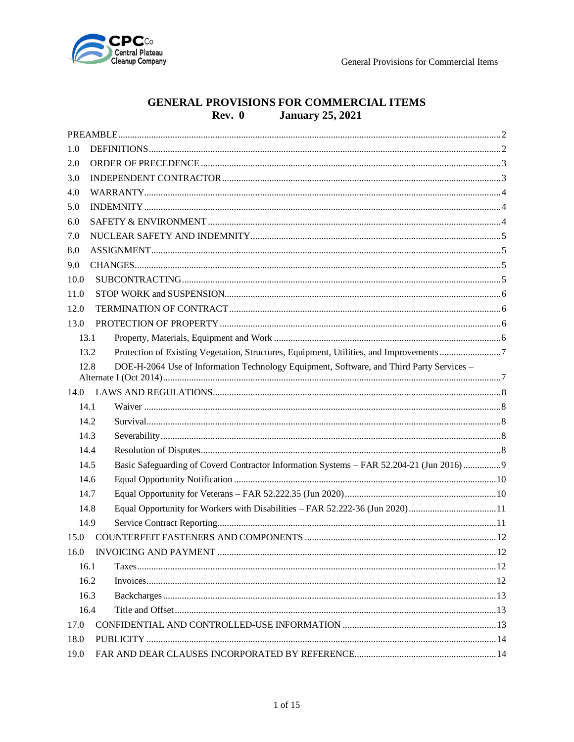# GENERAL PROVISIONS FOR COMMERCIAL ITEMS

**Rev. 0 January 25, 2021**

PREAMBLE ..... 2

1.0 DEFINITIONS ..... 2

2.0 ORDER OF PRECEDENCE ..... 3

3.0 INDEPENDENT CONTRACTOR ..... 3

4.0 WARRANTY ..... 4

5.0 INDEMNITY ..... 4

6.0 SAFETY & ENVIRONMENT ..... 4

7.0 NUCLEAR SAFETY AND INDEMNITY ..... 5

8.0 ASSIGNMENT ..... 5

9.0 CHANGES ..... 5

10.0 SUBCONTRACTING ..... 5

11.0 STOP WORK and SUSPENSION ..... 6

12.0 TERMINATION OF CONTRACT ..... 6

13.0 PROTECTION OF PROPERTY ..... 6

- 13.1 Property, Materials, Equipment and Work ..... 6
- 13.2 Protection of Existing Vegetation, Structures, Equipment, Utilities, and Improvements ..... 7
- 12.8 DOE-H-2064 Use of Information Technology Equipment, Software, and Third Party Services – Alternate I (Oct 2014) ..... 7

14.0 LAWS AND REGULATIONS ..... 8

- 14.1 Waiver ..... 8
- 14.2 Survival ..... 8
- 14.3 Severability ..... 8
- 14.4 Resolution of Disputes ..... 8
- 14.5 Basic Safeguarding of Coverd Contractor Information Systems – FAR 52.204-21 (Jun 2016) ..... 9
- 14.6 Equal Opportunity Notification ..... 10
- 14.7 Equal Opportunity for Veterans – FAR 52.222.35 (Jun 2020) ..... 10
- 14.8 Equal Opportunity for Workers with Disabilities – FAR 52.222-36 (Jun 2020) ..... 11
- 14.9 Service Contract Reporting ..... 11

15.0 COUNTERFEIT FASTENERS AND COMPONENTS ..... 12

16.0 INVOICING AND PAYMENT ..... 12

- 16.1 Taxes ..... 12
- 16.2 Invoices ..... 12
- 16.3 Backcharges ..... 13
- 16.4 Title and Offset ..... 13

17.0 CONFIDENTIAL AND CONTROLLED-USE INFORMATION ..... 13

18.0 PUBLICITY ..... 14

19.0 FAR AND DEAR CLAUSES INCORPORATED BY REFERENCE ..... 14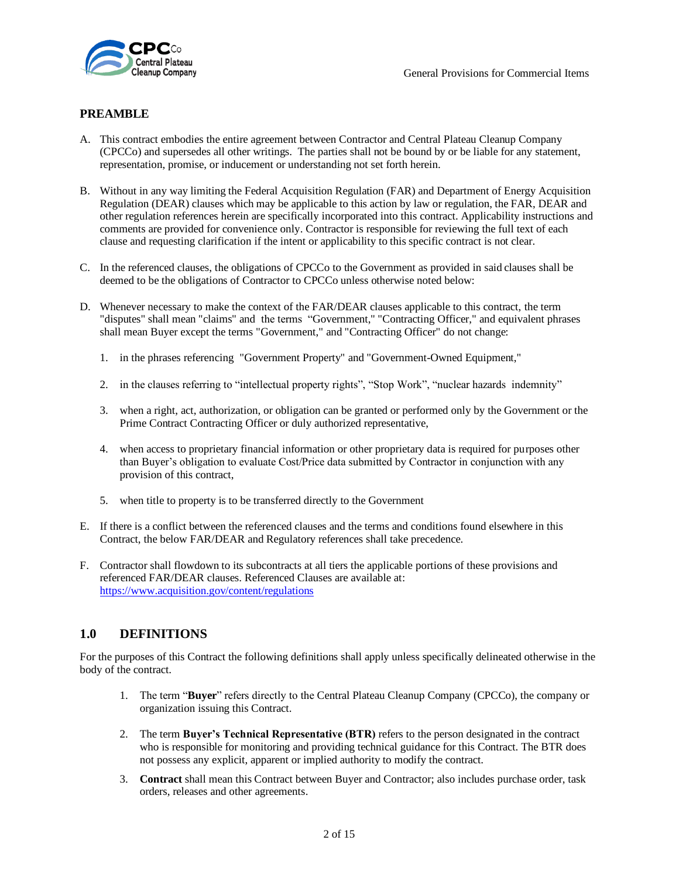## PREAMBLE

A. This contract embodies the entire agreement between Contractor and Central Plateau Cleanup Company (CPCCo) and supersedes all other writings. The parties shall not be bound by or be liable for any statement, representation, promise, or inducement or understanding not set forth herein.

B. Without in any way limiting the Federal Acquisition Regulation (FAR) and Department of Energy Acquisition Regulation (DEAR) clauses which may be applicable to this action by law or regulation, the FAR, DEAR and other regulation references herein are specifically incorporated into this contract. Applicability instructions and comments are provided for convenience only. Contractor is responsible for reviewing the full text of each clause and requesting clarification if the intent or applicability to this specific contract is not clear.

C. In the referenced clauses, the obligations of CPCCo to the Government as provided in said clauses shall be deemed to be the obligations of Contractor to CPCCo unless otherwise noted below:

D. Whenever necessary to make the context of the FAR/DEAR clauses applicable to this contract, the term "disputes" shall mean "claims" and the terms "Government," "Contracting Officer," and equivalent phrases shall mean Buyer except the terms "Government," and "Contracting Officer" do not change:

   1. in the phrases referencing "Government Property" and "Government-Owned Equipment,"

   2. in the clauses referring to "intellectual property rights", "Stop Work", "nuclear hazards indemnity"

   3. when a right, act, authorization, or obligation can be granted or performed only by the Government or the Prime Contract Contracting Officer or duly authorized representative,

   4. when access to proprietary financial information or other proprietary data is required for purposes other than Buyer's obligation to evaluate Cost/Price data submitted by Contractor in conjunction with any provision of this contract,

   5. when title to property is to be transferred directly to the Government

E. If there is a conflict between the referenced clauses and the terms and conditions found elsewhere in this Contract, the below FAR/DEAR and Regulatory references shall take precedence.

F. Contractor shall flowdown to its subcontracts at all tiers the applicable portions of these provisions and referenced FAR/DEAR clauses. Referenced Clauses are available at: [https://www.acquisition.gov/content/regulations](https://www.acquisition.gov/content/regulations)

## 1.0 DEFINITIONS

For the purposes of this Contract the following definitions shall apply unless specifically delineated otherwise in the body of the contract.

1. The term "**Buyer**" refers directly to the Central Plateau Cleanup Company (CPCCo), the company or organization issuing this Contract.

2. The term **Buyer's Technical Representative (BTR)** refers to the person designated in the contract who is responsible for monitoring and providing technical guidance for this Contract. The BTR does not possess any explicit, apparent or implied authority to modify the contract.

3. **Contract** shall mean this Contract between Buyer and Contractor; also includes purchase order, task orders, releases and other agreements.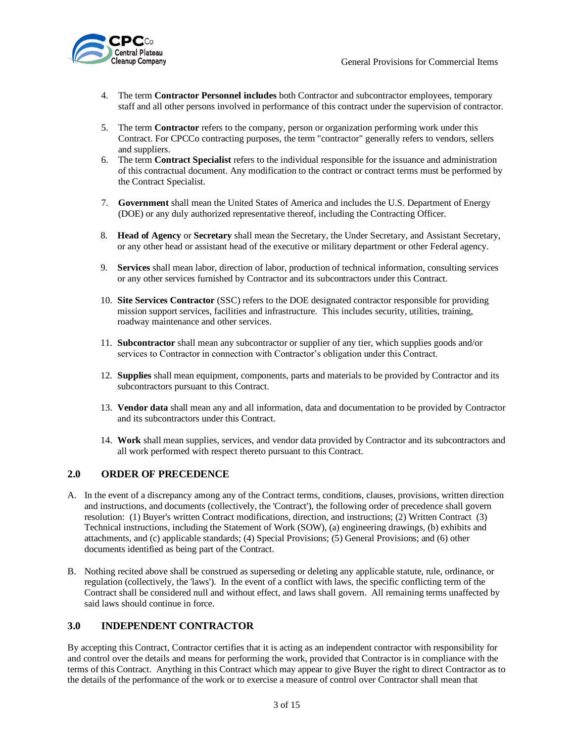4. The term **Contractor Personnel includes** both Contractor and subcontractor employees, temporary staff and all other persons involved in performance of this contract under the supervision of contractor.

5. The term **Contractor** refers to the company, person or organization performing work under this Contract. For CPCCo contracting purposes, the term "contractor" generally refers to vendors, sellers and suppliers.
6. The term **Contract Specialist** refers to the individual responsible for the issuance and administration of this contractual document. Any modification to the contract or contract terms must be performed by the Contract Specialist.

7. **Government** shall mean the United States of America and includes the U.S. Department of Energy (DOE) or any duly authorized representative thereof, including the Contracting Officer.

8. **Head of Agency** or **Secretary** shall mean the Secretary, the Under Secretary, and Assistant Secretary, or any other head or assistant head of the executive or military department or other Federal agency.

9. **Services** shall mean labor, direction of labor, production of technical information, consulting services or any other services furnished by Contractor and its subcontractors under this Contract.

10. **Site Services Contractor** (SSC) refers to the DOE designated contractor responsible for providing mission support services, facilities and infrastructure. This includes security, utilities, training, roadway maintenance and other services.

11. **Subcontractor** shall mean any subcontractor or supplier of any tier, which supplies goods and/or services to Contractor in connection with Contractor's obligation under this Contract.

12. **Supplies** shall mean equipment, components, parts and materials to be provided by Contractor and its subcontractors pursuant to this Contract.

13. **Vendor data** shall mean any and all information, data and documentation to be provided by Contractor and its subcontractors under this Contract.

14. **Work** shall mean supplies, services, and vendor data provided by Contractor and its subcontractors and all work performed with respect thereto pursuant to this Contract.

## 2.0 ORDER OF PRECEDENCE

A. In the event of a discrepancy among any of the Contract terms, conditions, clauses, provisions, written direction and instructions, and documents (collectively, the 'Contract'), the following order of precedence shall govern resolution: (1) Buyer's written Contract modifications, direction, and instructions; (2) Written Contract (3) Technical instructions, including the Statement of Work (SOW), (a) engineering drawings, (b) exhibits and attachments, and (c) applicable standards; (4) Special Provisions; (5) General Provisions; and (6) other documents identified as being part of the Contract.

B. Nothing recited above shall be construed as superseding or deleting any applicable statute, rule, ordinance, or regulation (collectively, the 'laws'). In the event of a conflict with laws, the specific conflicting term of the Contract shall be considered null and without effect, and laws shall govern. All remaining terms unaffected by said laws should continue in force.

## 3.0 INDEPENDENT CONTRACTOR

By accepting this Contract, Contractor certifies that it is acting as an independent contractor with responsibility for and control over the details and means for performing the work, provided that Contractor is in compliance with the terms of this Contract. Anything in this Contract which may appear to give Buyer the right to direct Contractor as to the details of the performance of the work or to exercise a measure of control over Contractor shall mean that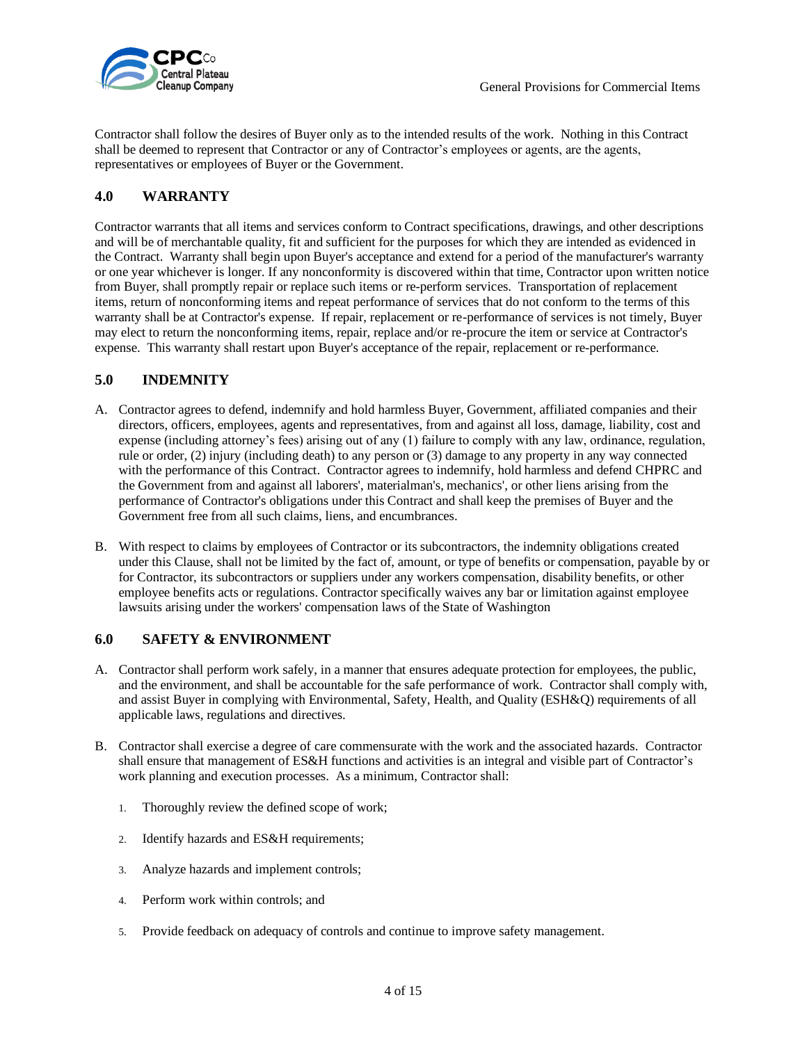Contractor shall follow the desires of Buyer only as to the intended results of the work. Nothing in this Contract shall be deemed to represent that Contractor or any of Contractor's employees or agents, are the agents, representatives or employees of Buyer or the Government.

## 4.0 WARRANTY

Contractor warrants that all items and services conform to Contract specifications, drawings, and other descriptions and will be of merchantable quality, fit and sufficient for the purposes for which they are intended as evidenced in the Contract. Warranty shall begin upon Buyer's acceptance and extend for a period of the manufacturer's warranty or one year whichever is longer. If any nonconformity is discovered within that time, Contractor upon written notice from Buyer, shall promptly repair or replace such items or re-perform services. Transportation of replacement items, return of nonconforming items and repeat performance of services that do not conform to the terms of this warranty shall be at Contractor's expense. If repair, replacement or re-performance of services is not timely, Buyer may elect to return the nonconforming items, repair, replace and/or re-procure the item or service at Contractor's expense. This warranty shall restart upon Buyer's acceptance of the repair, replacement or re-performance.

## 5.0 INDEMNITY

A. Contractor agrees to defend, indemnify and hold harmless Buyer, Government, affiliated companies and their directors, officers, employees, agents and representatives, from and against all loss, damage, liability, cost and expense (including attorney's fees) arising out of any (1) failure to comply with any law, ordinance, regulation, rule or order, (2) injury (including death) to any person or (3) damage to any property in any way connected with the performance of this Contract. Contractor agrees to indemnify, hold harmless and defend CHPRC and the Government from and against all laborers', materialman's, mechanics', or other liens arising from the performance of Contractor's obligations under this Contract and shall keep the premises of Buyer and the Government free from all such claims, liens, and encumbrances.

B. With respect to claims by employees of Contractor or its subcontractors, the indemnity obligations created under this Clause, shall not be limited by the fact of, amount, or type of benefits or compensation, payable by or for Contractor, its subcontractors or suppliers under any workers compensation, disability benefits, or other employee benefits acts or regulations. Contractor specifically waives any bar or limitation against employee lawsuits arising under the workers' compensation laws of the State of Washington

## 6.0 SAFETY & ENVIRONMENT

A. Contractor shall perform work safely, in a manner that ensures adequate protection for employees, the public, and the environment, and shall be accountable for the safe performance of work. Contractor shall comply with, and assist Buyer in complying with Environmental, Safety, Health, and Quality (ESH&Q) requirements of all applicable laws, regulations and directives.

B. Contractor shall exercise a degree of care commensurate with the work and the associated hazards. Contractor shall ensure that management of ES&H functions and activities is an integral and visible part of Contractor's work planning and execution processes. As a minimum, Contractor shall:

1. Thoroughly review the defined scope of work;
2. Identify hazards and ES&H requirements;
3. Analyze hazards and implement controls;
4. Perform work within controls; and
5. Provide feedback on adequacy of controls and continue to improve safety management.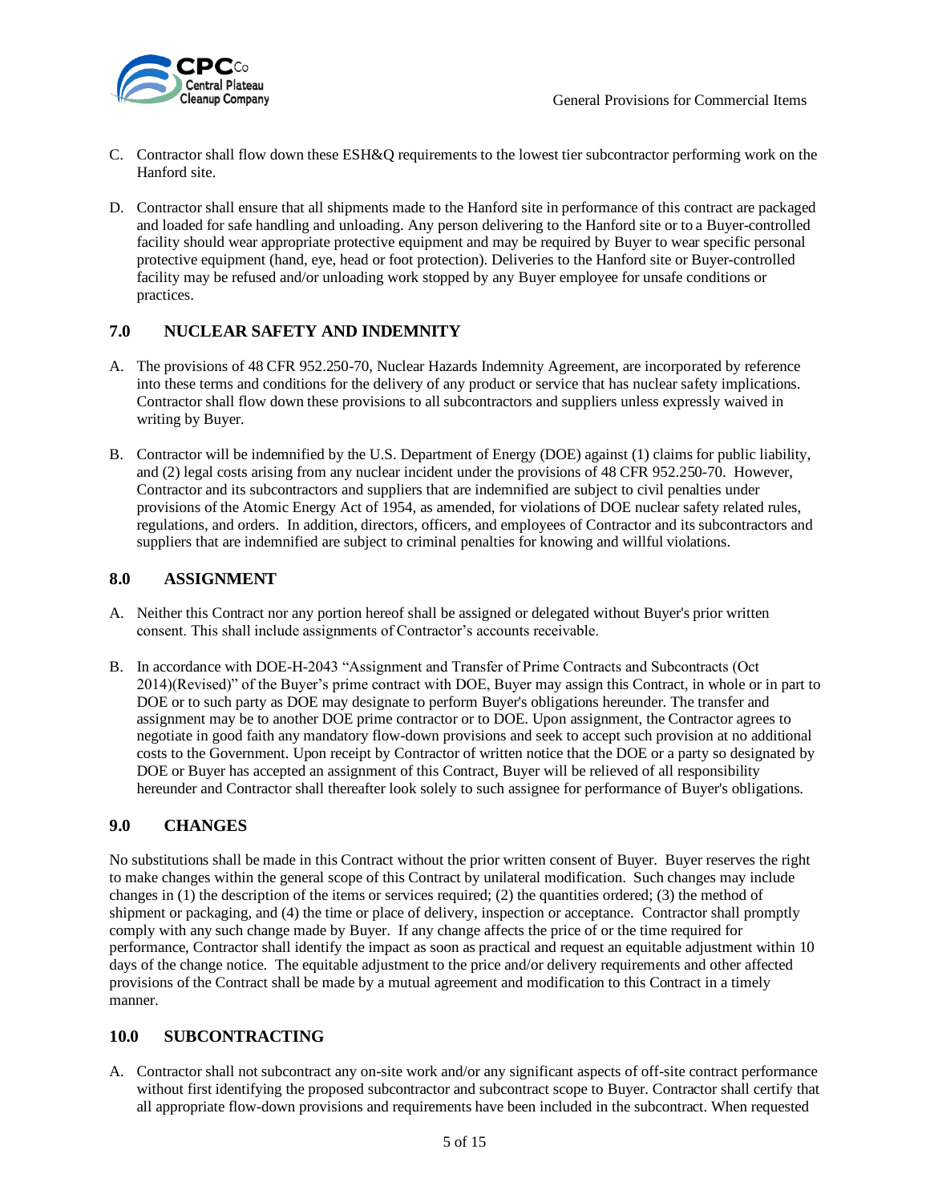C. Contractor shall flow down these ESH&Q requirements to the lowest tier subcontractor performing work on the Hanford site.

D. Contractor shall ensure that all shipments made to the Hanford site in performance of this contract are packaged and loaded for safe handling and unloading. Any person delivering to the Hanford site or to a Buyer-controlled facility should wear appropriate protective equipment and may be required by Buyer to wear specific personal protective equipment (hand, eye, head or foot protection). Deliveries to the Hanford site or Buyer-controlled facility may be refused and/or unloading work stopped by any Buyer employee for unsafe conditions or practices.

## 7.0 NUCLEAR SAFETY AND INDEMNITY

A. The provisions of 48 CFR 952.250-70, Nuclear Hazards Indemnity Agreement, are incorporated by reference into these terms and conditions for the delivery of any product or service that has nuclear safety implications. Contractor shall flow down these provisions to all subcontractors and suppliers unless expressly waived in writing by Buyer.

B. Contractor will be indemnified by the U.S. Department of Energy (DOE) against (1) claims for public liability, and (2) legal costs arising from any nuclear incident under the provisions of 48 CFR 952.250-70. However, Contractor and its subcontractors and suppliers that are indemnified are subject to civil penalties under provisions of the Atomic Energy Act of 1954, as amended, for violations of DOE nuclear safety related rules, regulations, and orders. In addition, directors, officers, and employees of Contractor and its subcontractors and suppliers that are indemnified are subject to criminal penalties for knowing and willful violations.

## 8.0 ASSIGNMENT

A. Neither this Contract nor any portion hereof shall be assigned or delegated without Buyer's prior written consent. This shall include assignments of Contractor's accounts receivable.

B. In accordance with DOE-H-2043 "Assignment and Transfer of Prime Contracts and Subcontracts (Oct 2014)(Revised)" of the Buyer's prime contract with DOE, Buyer may assign this Contract, in whole or in part to DOE or to such party as DOE may designate to perform Buyer's obligations hereunder. The transfer and assignment may be to another DOE prime contractor or to DOE. Upon assignment, the Contractor agrees to negotiate in good faith any mandatory flow-down provisions and seek to accept such provision at no additional costs to the Government. Upon receipt by Contractor of written notice that the DOE or a party so designated by DOE or Buyer has accepted an assignment of this Contract, Buyer will be relieved of all responsibility hereunder and Contractor shall thereafter look solely to such assignee for performance of Buyer's obligations.

## 9.0 CHANGES

No substitutions shall be made in this Contract without the prior written consent of Buyer. Buyer reserves the right to make changes within the general scope of this Contract by unilateral modification. Such changes may include changes in (1) the description of the items or services required; (2) the quantities ordered; (3) the method of shipment or packaging, and (4) the time or place of delivery, inspection or acceptance. Contractor shall promptly comply with any such change made by Buyer. If any change affects the price of or the time required for performance, Contractor shall identify the impact as soon as practical and request an equitable adjustment within 10 days of the change notice. The equitable adjustment to the price and/or delivery requirements and other affected provisions of the Contract shall be made by a mutual agreement and modification to this Contract in a timely manner.

## 10.0 SUBCONTRACTING

A. Contractor shall not subcontract any on-site work and/or any significant aspects of off-site contract performance without first identifying the proposed subcontractor and subcontract scope to Buyer. Contractor shall certify that all appropriate flow-down provisions and requirements have been included in the subcontract. When requested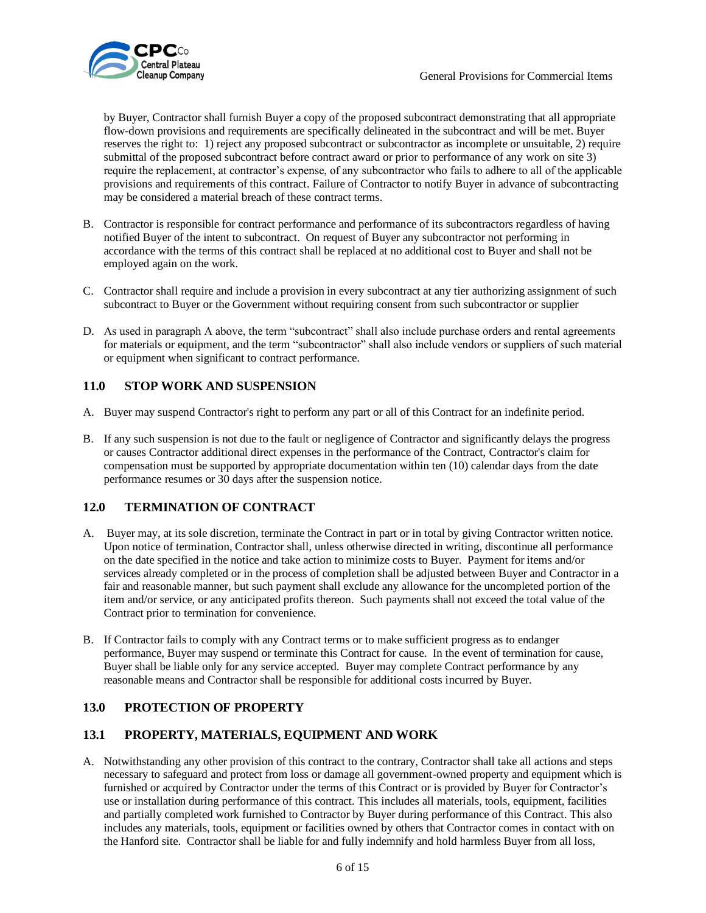by Buyer, Contractor shall furnish Buyer a copy of the proposed subcontract demonstrating that all appropriate flow-down provisions and requirements are specifically delineated in the subcontract and will be met. Buyer reserves the right to: 1) reject any proposed subcontract or subcontractor as incomplete or unsuitable, 2) require submittal of the proposed subcontract before contract award or prior to performance of any work on site 3) require the replacement, at contractor's expense, of any subcontractor who fails to adhere to all of the applicable provisions and requirements of this contract. Failure of Contractor to notify Buyer in advance of subcontracting may be considered a material breach of these contract terms.

B. Contractor is responsible for contract performance and performance of its subcontractors regardless of having notified Buyer of the intent to subcontract. On request of Buyer any subcontractor not performing in accordance with the terms of this contract shall be replaced at no additional cost to Buyer and shall not be employed again on the work.

C. Contractor shall require and include a provision in every subcontract at any tier authorizing assignment of such subcontract to Buyer or the Government without requiring consent from such subcontractor or supplier

D. As used in paragraph A above, the term "subcontract" shall also include purchase orders and rental agreements for materials or equipment, and the term "subcontractor" shall also include vendors or suppliers of such material or equipment when significant to contract performance.

## 11.0 STOP WORK AND SUSPENSION

A. Buyer may suspend Contractor's right to perform any part or all of this Contract for an indefinite period.

B. If any such suspension is not due to the fault or negligence of Contractor and significantly delays the progress or causes Contractor additional direct expenses in the performance of the Contract, Contractor's claim for compensation must be supported by appropriate documentation within ten (10) calendar days from the date performance resumes or 30 days after the suspension notice.

## 12.0 TERMINATION OF CONTRACT

A. Buyer may, at its sole discretion, terminate the Contract in part or in total by giving Contractor written notice. Upon notice of termination, Contractor shall, unless otherwise directed in writing, discontinue all performance on the date specified in the notice and take action to minimize costs to Buyer. Payment for items and/or services already completed or in the process of completion shall be adjusted between Buyer and Contractor in a fair and reasonable manner, but such payment shall exclude any allowance for the uncompleted portion of the item and/or service, or any anticipated profits thereon. Such payments shall not exceed the total value of the Contract prior to termination for convenience.

B. If Contractor fails to comply with any Contract terms or to make sufficient progress as to endanger performance, Buyer may suspend or terminate this Contract for cause. In the event of termination for cause, Buyer shall be liable only for any service accepted. Buyer may complete Contract performance by any reasonable means and Contractor shall be responsible for additional costs incurred by Buyer.

## 13.0 PROTECTION OF PROPERTY

## 13.1 PROPERTY, MATERIALS, EQUIPMENT AND WORK

A. Notwithstanding any other provision of this contract to the contrary, Contractor shall take all actions and steps necessary to safeguard and protect from loss or damage all government-owned property and equipment which is furnished or acquired by Contractor under the terms of this Contract or is provided by Buyer for Contractor's use or installation during performance of this contract. This includes all materials, tools, equipment, facilities and partially completed work furnished to Contractor by Buyer during performance of this Contract. This also includes any materials, tools, equipment or facilities owned by others that Contractor comes in contact with on the Hanford site. Contractor shall be liable for and fully indemnify and hold harmless Buyer from all loss,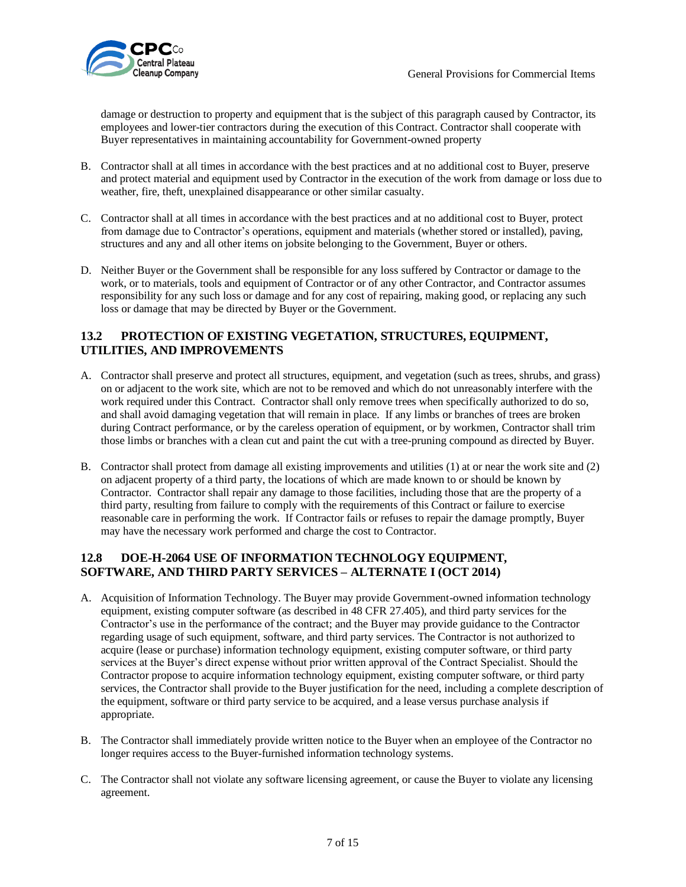damage or destruction to property and equipment that is the subject of this paragraph caused by Contractor, its employees and lower-tier contractors during the execution of this Contract. Contractor shall cooperate with Buyer representatives in maintaining accountability for Government-owned property

B. Contractor shall at all times in accordance with the best practices and at no additional cost to Buyer, preserve and protect material and equipment used by Contractor in the execution of the work from damage or loss due to weather, fire, theft, unexplained disappearance or other similar casualty.

C. Contractor shall at all times in accordance with the best practices and at no additional cost to Buyer, protect from damage due to Contractor's operations, equipment and materials (whether stored or installed), paving, structures and any and all other items on jobsite belonging to the Government, Buyer or others.

D. Neither Buyer or the Government shall be responsible for any loss suffered by Contractor or damage to the work, or to materials, tools and equipment of Contractor or of any other Contractor, and Contractor assumes responsibility for any such loss or damage and for any cost of repairing, making good, or replacing any such loss or damage that may be directed by Buyer or the Government.

## 13.2 PROTECTION OF EXISTING VEGETATION, STRUCTURES, EQUIPMENT, UTILITIES, AND IMPROVEMENTS

A. Contractor shall preserve and protect all structures, equipment, and vegetation (such as trees, shrubs, and grass) on or adjacent to the work site, which are not to be removed and which do not unreasonably interfere with the work required under this Contract. Contractor shall only remove trees when specifically authorized to do so, and shall avoid damaging vegetation that will remain in place. If any limbs or branches of trees are broken during Contract performance, or by the careless operation of equipment, or by workmen, Contractor shall trim those limbs or branches with a clean cut and paint the cut with a tree-pruning compound as directed by Buyer.

B. Contractor shall protect from damage all existing improvements and utilities (1) at or near the work site and (2) on adjacent property of a third party, the locations of which are made known to or should be known by Contractor. Contractor shall repair any damage to those facilities, including those that are the property of a third party, resulting from failure to comply with the requirements of this Contract or failure to exercise reasonable care in performing the work. If Contractor fails or refuses to repair the damage promptly, Buyer may have the necessary work performed and charge the cost to Contractor.

## 12.8 DOE-H-2064 USE OF INFORMATION TECHNOLOGY EQUIPMENT, SOFTWARE, AND THIRD PARTY SERVICES – ALTERNATE I (OCT 2014)

A. Acquisition of Information Technology. The Buyer may provide Government-owned information technology equipment, existing computer software (as described in 48 CFR 27.405), and third party services for the Contractor's use in the performance of the contract; and the Buyer may provide guidance to the Contractor regarding usage of such equipment, software, and third party services. The Contractor is not authorized to acquire (lease or purchase) information technology equipment, existing computer software, or third party services at the Buyer's direct expense without prior written approval of the Contract Specialist. Should the Contractor propose to acquire information technology equipment, existing computer software, or third party services, the Contractor shall provide to the Buyer justification for the need, including a complete description of the equipment, software or third party service to be acquired, and a lease versus purchase analysis if appropriate.

B. The Contractor shall immediately provide written notice to the Buyer when an employee of the Contractor no longer requires access to the Buyer-furnished information technology systems.

C. The Contractor shall not violate any software licensing agreement, or cause the Buyer to violate any licensing agreement.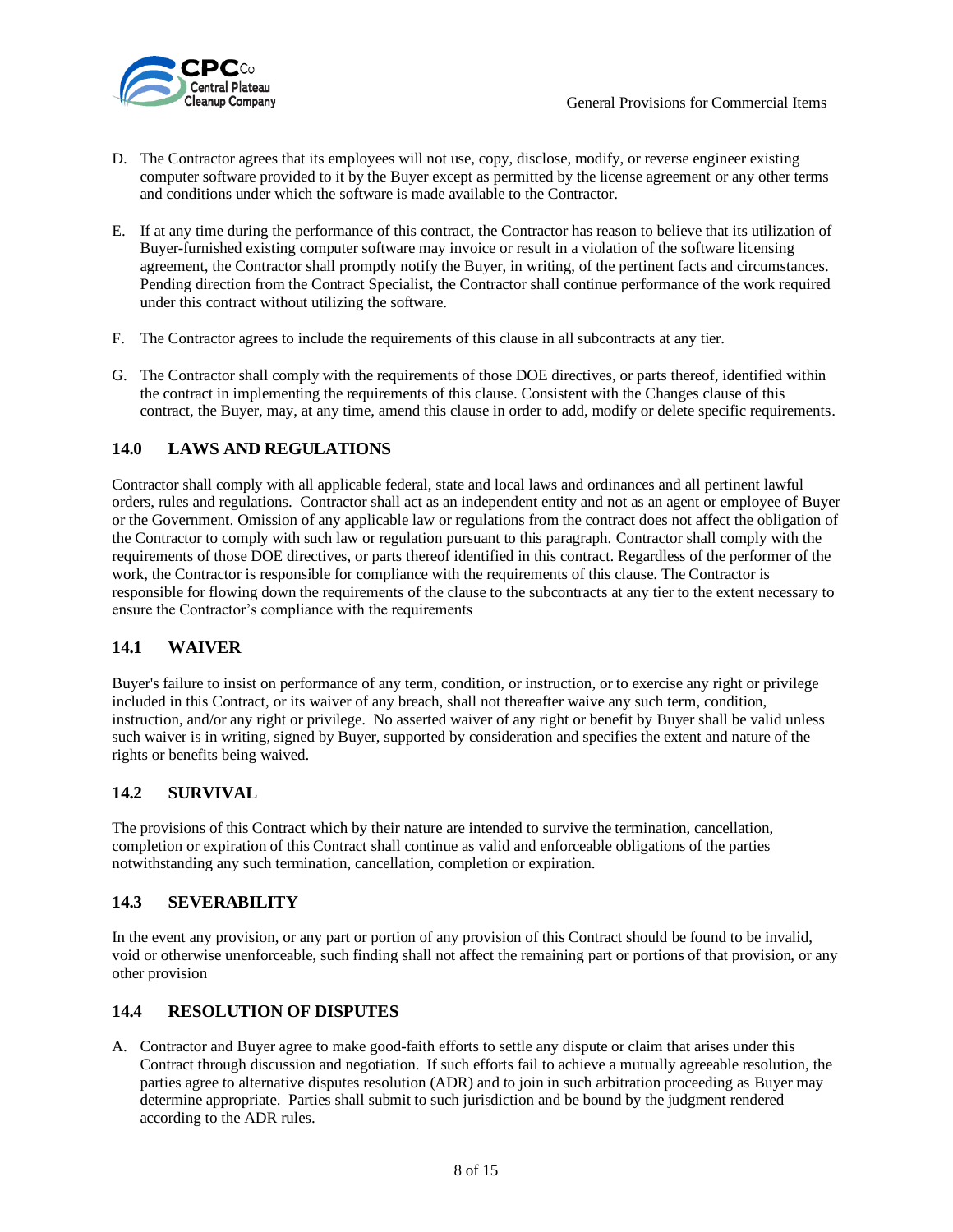D. The Contractor agrees that its employees will not use, copy, disclose, modify, or reverse engineer existing computer software provided to it by the Buyer except as permitted by the license agreement or any other terms and conditions under which the software is made available to the Contractor.

E. If at any time during the performance of this contract, the Contractor has reason to believe that its utilization of Buyer-furnished existing computer software may invoice or result in a violation of the software licensing agreement, the Contractor shall promptly notify the Buyer, in writing, of the pertinent facts and circumstances. Pending direction from the Contract Specialist, the Contractor shall continue performance of the work required under this contract without utilizing the software.

F. The Contractor agrees to include the requirements of this clause in all subcontracts at any tier.

G. The Contractor shall comply with the requirements of those DOE directives, or parts thereof, identified within the contract in implementing the requirements of this clause. Consistent with the Changes clause of this contract, the Buyer, may, at any time, amend this clause in order to add, modify or delete specific requirements.

## 14.0 LAWS AND REGULATIONS

Contractor shall comply with all applicable federal, state and local laws and ordinances and all pertinent lawful orders, rules and regulations. Contractor shall act as an independent entity and not as an agent or employee of Buyer or the Government. Omission of any applicable law or regulations from the contract does not affect the obligation of the Contractor to comply with such law or regulation pursuant to this paragraph. Contractor shall comply with the requirements of those DOE directives, or parts thereof identified in this contract. Regardless of the performer of the work, the Contractor is responsible for compliance with the requirements of this clause. The Contractor is responsible for flowing down the requirements of the clause to the subcontracts at any tier to the extent necessary to ensure the Contractor's compliance with the requirements

## 14.1 WAIVER

Buyer's failure to insist on performance of any term, condition, or instruction, or to exercise any right or privilege included in this Contract, or its waiver of any breach, shall not thereafter waive any such term, condition, instruction, and/or any right or privilege. No asserted waiver of any right or benefit by Buyer shall be valid unless such waiver is in writing, signed by Buyer, supported by consideration and specifies the extent and nature of the rights or benefits being waived.

## 14.2 SURVIVAL

The provisions of this Contract which by their nature are intended to survive the termination, cancellation, completion or expiration of this Contract shall continue as valid and enforceable obligations of the parties notwithstanding any such termination, cancellation, completion or expiration.

## 14.3 SEVERABILITY

In the event any provision, or any part or portion of any provision of this Contract should be found to be invalid, void or otherwise unenforceable, such finding shall not affect the remaining part or portions of that provision, or any other provision

## 14.4 RESOLUTION OF DISPUTES

A. Contractor and Buyer agree to make good-faith efforts to settle any dispute or claim that arises under this Contract through discussion and negotiation. If such efforts fail to achieve a mutually agreeable resolution, the parties agree to alternative disputes resolution (ADR) and to join in such arbitration proceeding as Buyer may determine appropriate. Parties shall submit to such jurisdiction and be bound by the judgment rendered according to the ADR rules.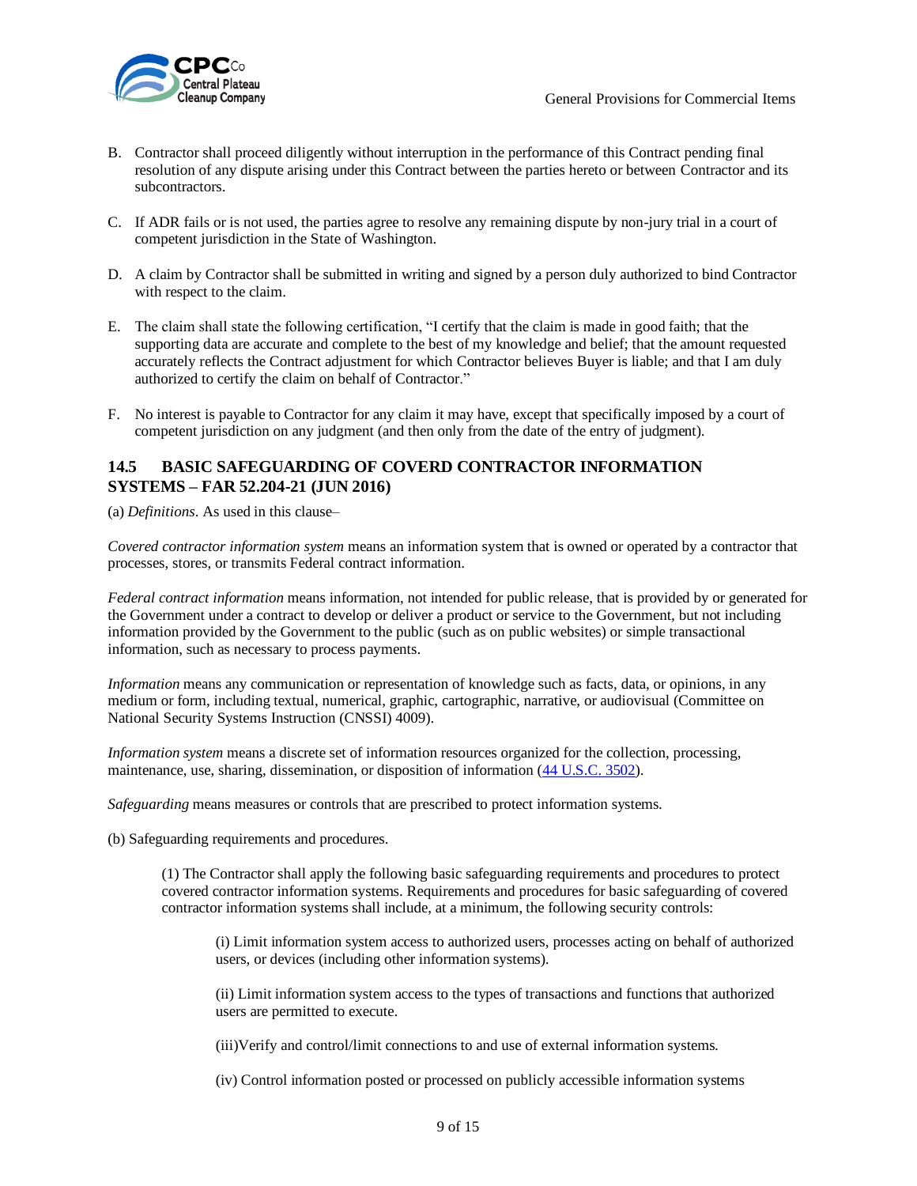B. Contractor shall proceed diligently without interruption in the performance of this Contract pending final resolution of any dispute arising under this Contract between the parties hereto or between Contractor and its subcontractors.

C. If ADR fails or is not used, the parties agree to resolve any remaining dispute by non-jury trial in a court of competent jurisdiction in the State of Washington.

D. A claim by Contractor shall be submitted in writing and signed by a person duly authorized to bind Contractor with respect to the claim.

E. The claim shall state the following certification, "I certify that the claim is made in good faith; that the supporting data are accurate and complete to the best of my knowledge and belief; that the amount requested accurately reflects the Contract adjustment for which Contractor believes Buyer is liable; and that I am duly authorized to certify the claim on behalf of Contractor."

F. No interest is payable to Contractor for any claim it may have, except that specifically imposed by a court of competent jurisdiction on any judgment (and then only from the date of the entry of judgment).

### 14.5 BASIC SAFEGUARDING OF COVERD CONTRACTOR INFORMATION SYSTEMS – FAR 52.204-21 (JUN 2016)

(a) *Definitions*. As used in this clause–

*Covered contractor information system* means an information system that is owned or operated by a contractor that processes, stores, or transmits Federal contract information.

*Federal contract information* means information, not intended for public release, that is provided by or generated for the Government under a contract to develop or deliver a product or service to the Government, but not including information provided by the Government to the public (such as on public websites) or simple transactional information, such as necessary to process payments.

*Information* means any communication or representation of knowledge such as facts, data, or opinions, in any medium or form, including textual, numerical, graphic, cartographic, narrative, or audiovisual (Committee on National Security Systems Instruction (CNSSI) 4009).

*Information system* means a discrete set of information resources organized for the collection, processing, maintenance, use, sharing, dissemination, or disposition of information (44 U.S.C. 3502).

*Safeguarding* means measures or controls that are prescribed to protect information systems.

(b) Safeguarding requirements and procedures.

(1) The Contractor shall apply the following basic safeguarding requirements and procedures to protect covered contractor information systems. Requirements and procedures for basic safeguarding of covered contractor information systems shall include, at a minimum, the following security controls:

(i) Limit information system access to authorized users, processes acting on behalf of authorized users, or devices (including other information systems).

(ii) Limit information system access to the types of transactions and functions that authorized users are permitted to execute.

(iii)Verify and control/limit connections to and use of external information systems.

(iv) Control information posted or processed on publicly accessible information systems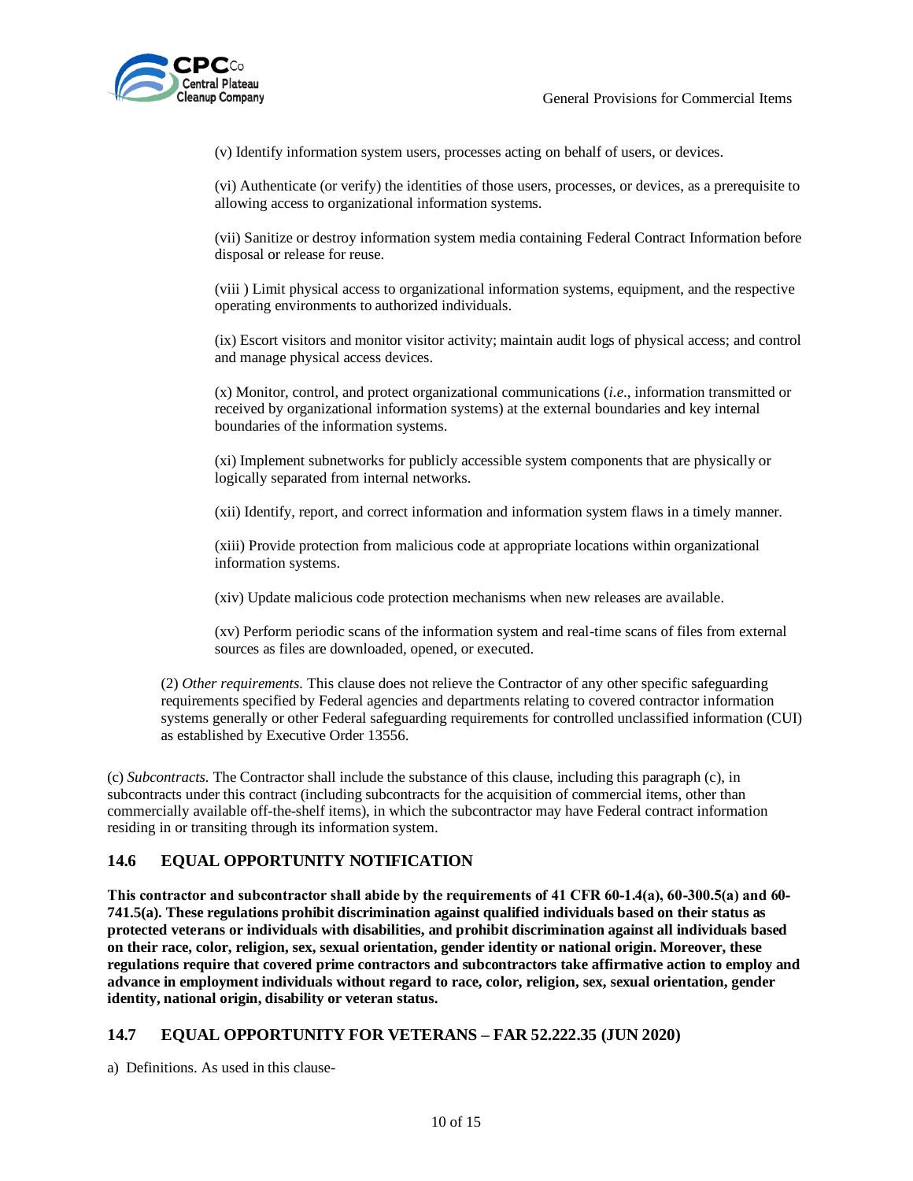(v) Identify information system users, processes acting on behalf of users, or devices.

(vi) Authenticate (or verify) the identities of those users, processes, or devices, as a prerequisite to allowing access to organizational information systems.

(vii) Sanitize or destroy information system media containing Federal Contract Information before disposal or release for reuse.

(viii ) Limit physical access to organizational information systems, equipment, and the respective operating environments to authorized individuals.

(ix) Escort visitors and monitor visitor activity; maintain audit logs of physical access; and control and manage physical access devices.

(x) Monitor, control, and protect organizational communications (*i.e*., information transmitted or received by organizational information systems) at the external boundaries and key internal boundaries of the information systems.

(xi) Implement subnetworks for publicly accessible system components that are physically or logically separated from internal networks.

(xii) Identify, report, and correct information and information system flaws in a timely manner.

(xiii) Provide protection from malicious code at appropriate locations within organizational information systems.

(xiv) Update malicious code protection mechanisms when new releases are available.

(xv) Perform periodic scans of the information system and real-time scans of files from external sources as files are downloaded, opened, or executed.

(2) *Other requirements.* This clause does not relieve the Contractor of any other specific safeguarding requirements specified by Federal agencies and departments relating to covered contractor information systems generally or other Federal safeguarding requirements for controlled unclassified information (CUI) as established by Executive Order 13556.

(c) *Subcontracts.* The Contractor shall include the substance of this clause, including this paragraph (c), in subcontracts under this contract (including subcontracts for the acquisition of commercial items, other than commercially available off-the-shelf items), in which the subcontractor may have Federal contract information residing in or transiting through its information system.

## 14.6 EQUAL OPPORTUNITY NOTIFICATION

**This contractor and subcontractor shall abide by the requirements of 41 CFR 60-1.4(a), 60-300.5(a) and 60-741.5(a). These regulations prohibit discrimination against qualified individuals based on their status as protected veterans or individuals with disabilities, and prohibit discrimination against all individuals based on their race, color, religion, sex, sexual orientation, gender identity or national origin. Moreover, these regulations require that covered prime contractors and subcontractors take affirmative action to employ and advance in employment individuals without regard to race, color, religion, sex, sexual orientation, gender identity, national origin, disability or veteran status.**

## 14.7 EQUAL OPPORTUNITY FOR VETERANS – FAR 52.222.35 (JUN 2020)

a) Definitions. As used in this clause-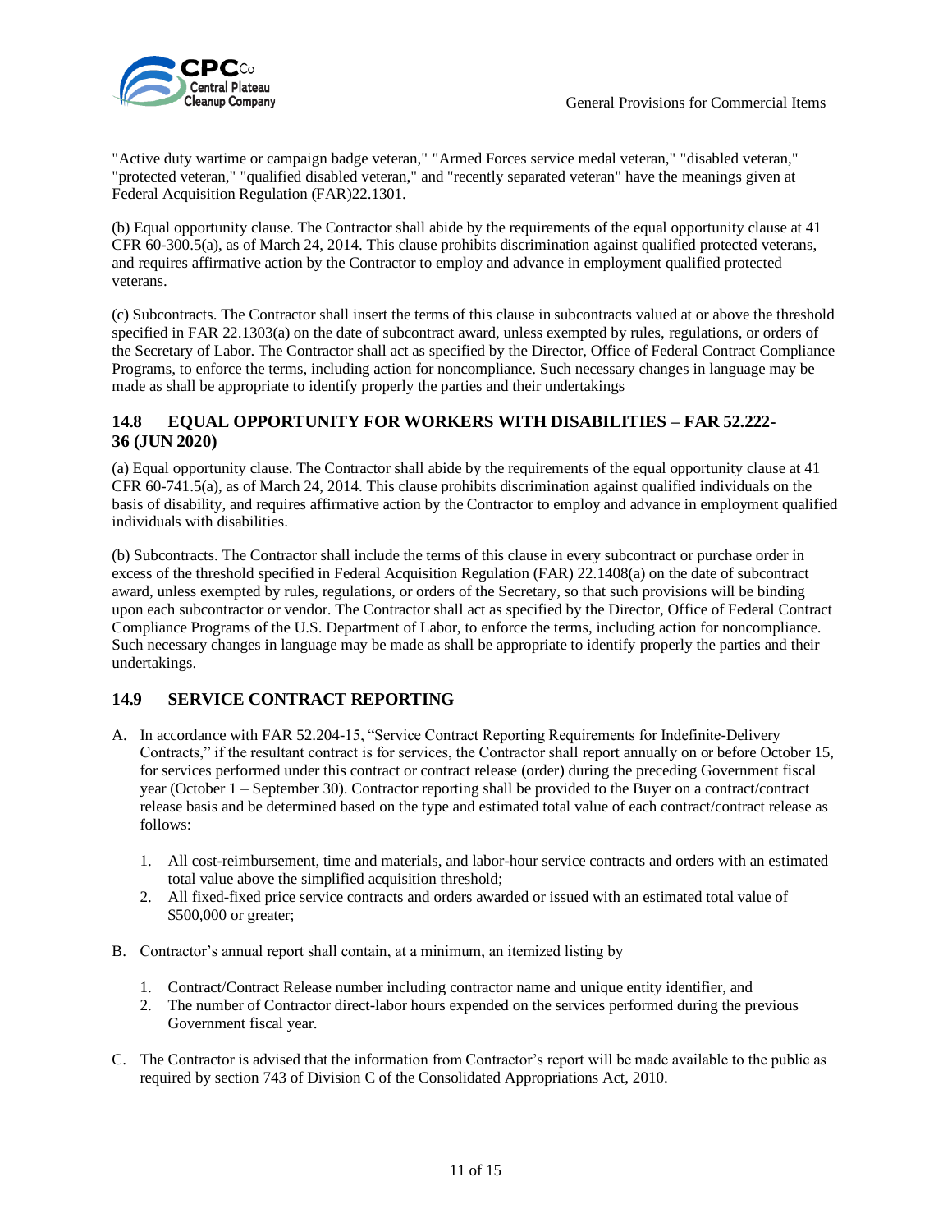"Active duty wartime or campaign badge veteran," "Armed Forces service medal veteran," "disabled veteran," "protected veteran," "qualified disabled veteran," and "recently separated veteran" have the meanings given at Federal Acquisition Regulation (FAR)22.1301.

(b) Equal opportunity clause. The Contractor shall abide by the requirements of the equal opportunity clause at 41 CFR 60-300.5(a), as of March 24, 2014. This clause prohibits discrimination against qualified protected veterans, and requires affirmative action by the Contractor to employ and advance in employment qualified protected veterans.

(c) Subcontracts. The Contractor shall insert the terms of this clause in subcontracts valued at or above the threshold specified in FAR 22.1303(a) on the date of subcontract award, unless exempted by rules, regulations, or orders of the Secretary of Labor. The Contractor shall act as specified by the Director, Office of Federal Contract Compliance Programs, to enforce the terms, including action for noncompliance. Such necessary changes in language may be made as shall be appropriate to identify properly the parties and their undertakings

### 14.8 EQUAL OPPORTUNITY FOR WORKERS WITH DISABILITIES – FAR 52.222-36 (JUN 2020)

(a) Equal opportunity clause. The Contractor shall abide by the requirements of the equal opportunity clause at 41 CFR 60-741.5(a), as of March 24, 2014. This clause prohibits discrimination against qualified individuals on the basis of disability, and requires affirmative action by the Contractor to employ and advance in employment qualified individuals with disabilities.

(b) Subcontracts. The Contractor shall include the terms of this clause in every subcontract or purchase order in excess of the threshold specified in Federal Acquisition Regulation (FAR) 22.1408(a) on the date of subcontract award, unless exempted by rules, regulations, or orders of the Secretary, so that such provisions will be binding upon each subcontractor or vendor. The Contractor shall act as specified by the Director, Office of Federal Contract Compliance Programs of the U.S. Department of Labor, to enforce the terms, including action for noncompliance. Such necessary changes in language may be made as shall be appropriate to identify properly the parties and their undertakings.

### 14.9 SERVICE CONTRACT REPORTING

A. In accordance with FAR 52.204-15, "Service Contract Reporting Requirements for Indefinite-Delivery Contracts," if the resultant contract is for services, the Contractor shall report annually on or before October 15, for services performed under this contract or contract release (order) during the preceding Government fiscal year (October 1 – September 30). Contractor reporting shall be provided to the Buyer on a contract/contract release basis and be determined based on the type and estimated total value of each contract/contract release as follows:

   1. All cost-reimbursement, time and materials, and labor-hour service contracts and orders with an estimated total value above the simplified acquisition threshold;
   2. All fixed-fixed price service contracts and orders awarded or issued with an estimated total value of $500,000 or greater;

B. Contractor's annual report shall contain, at a minimum, an itemized listing by

   1. Contract/Contract Release number including contractor name and unique entity identifier, and
   2. The number of Contractor direct-labor hours expended on the services performed during the previous Government fiscal year.

C. The Contractor is advised that the information from Contractor's report will be made available to the public as required by section 743 of Division C of the Consolidated Appropriations Act, 2010.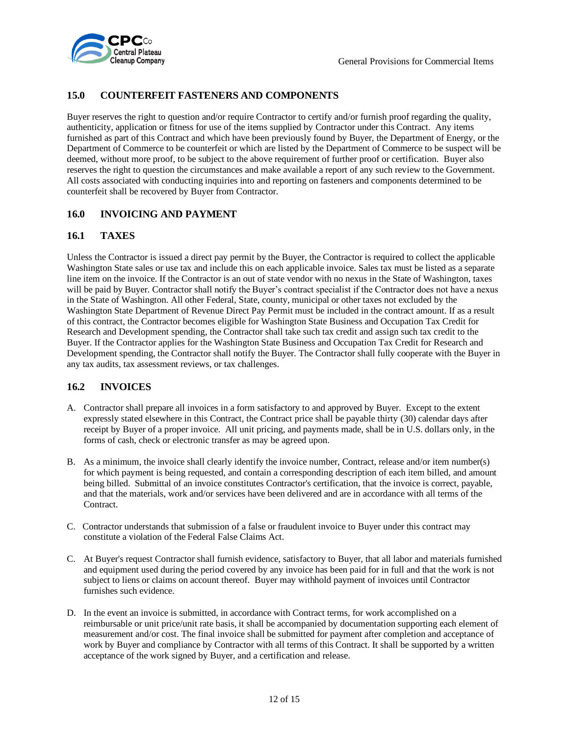## 15.0 COUNTERFEIT FASTENERS AND COMPONENTS

Buyer reserves the right to question and/or require Contractor to certify and/or furnish proof regarding the quality, authenticity, application or fitness for use of the items supplied by Contractor under this Contract. Any items furnished as part of this Contract and which have been previously found by Buyer, the Department of Energy, or the Department of Commerce to be counterfeit or which are listed by the Department of Commerce to be suspect will be deemed, without more proof, to be subject to the above requirement of further proof or certification. Buyer also reserves the right to question the circumstances and make available a report of any such review to the Government. All costs associated with conducting inquiries into and reporting on fasteners and components determined to be counterfeit shall be recovered by Buyer from Contractor.

## 16.0 INVOICING AND PAYMENT

### 16.1 TAXES

Unless the Contractor is issued a direct pay permit by the Buyer, the Contractor is required to collect the applicable Washington State sales or use tax and include this on each applicable invoice. Sales tax must be listed as a separate line item on the invoice. If the Contractor is an out of state vendor with no nexus in the State of Washington, taxes will be paid by Buyer. Contractor shall notify the Buyer's contract specialist if the Contractor does not have a nexus in the State of Washington. All other Federal, State, county, municipal or other taxes not excluded by the Washington State Department of Revenue Direct Pay Permit must be included in the contract amount. If as a result of this contract, the Contractor becomes eligible for Washington State Business and Occupation Tax Credit for Research and Development spending, the Contractor shall take such tax credit and assign such tax credit to the Buyer. If the Contractor applies for the Washington State Business and Occupation Tax Credit for Research and Development spending, the Contractor shall notify the Buyer. The Contractor shall fully cooperate with the Buyer in any tax audits, tax assessment reviews, or tax challenges.

### 16.2 INVOICES

A. Contractor shall prepare all invoices in a form satisfactory to and approved by Buyer. Except to the extent expressly stated elsewhere in this Contract, the Contract price shall be payable thirty (30) calendar days after receipt by Buyer of a proper invoice. All unit pricing, and payments made, shall be in U.S. dollars only, in the forms of cash, check or electronic transfer as may be agreed upon.

B. As a minimum, the invoice shall clearly identify the invoice number, Contract, release and/or item number(s) for which payment is being requested, and contain a corresponding description of each item billed, and amount being billed. Submittal of an invoice constitutes Contractor's certification, that the invoice is correct, payable, and that the materials, work and/or services have been delivered and are in accordance with all terms of the Contract.

C. Contractor understands that submission of a false or fraudulent invoice to Buyer under this contract may constitute a violation of the Federal False Claims Act.

C. At Buyer's request Contractor shall furnish evidence, satisfactory to Buyer, that all labor and materials furnished and equipment used during the period covered by any invoice has been paid for in full and that the work is not subject to liens or claims on account thereof. Buyer may withhold payment of invoices until Contractor furnishes such evidence.

D. In the event an invoice is submitted, in accordance with Contract terms, for work accomplished on a reimbursable or unit price/unit rate basis, it shall be accompanied by documentation supporting each element of measurement and/or cost. The final invoice shall be submitted for payment after completion and acceptance of work by Buyer and compliance by Contractor with all terms of this Contract. It shall be supported by a written acceptance of the work signed by Buyer, and a certification and release.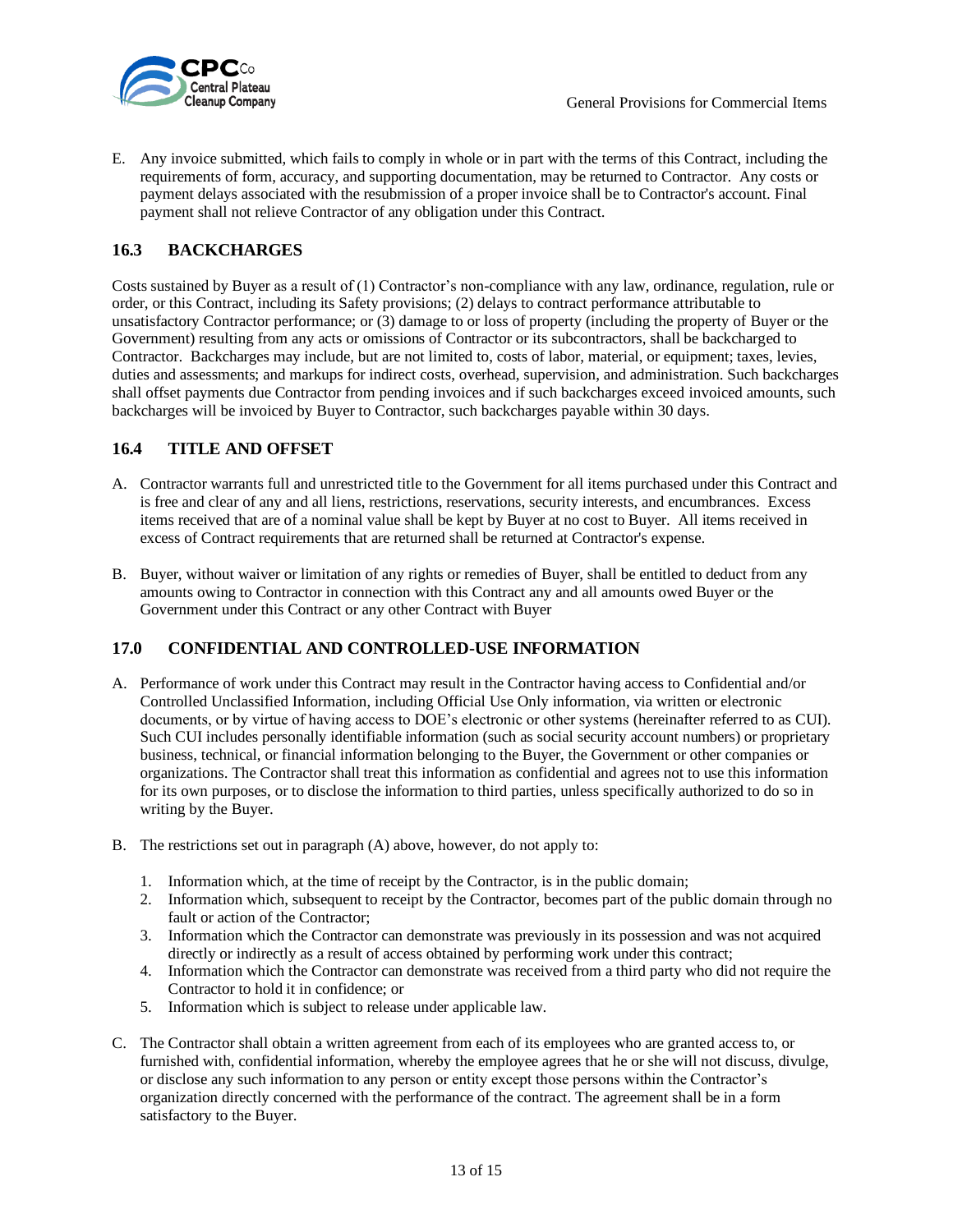E. Any invoice submitted, which fails to comply in whole or in part with the terms of this Contract, including the requirements of form, accuracy, and supporting documentation, may be returned to Contractor. Any costs or payment delays associated with the resubmission of a proper invoice shall be to Contractor's account. Final payment shall not relieve Contractor of any obligation under this Contract.

### 16.3 BACKCHARGES

Costs sustained by Buyer as a result of (1) Contractor's non-compliance with any law, ordinance, regulation, rule or order, or this Contract, including its Safety provisions; (2) delays to contract performance attributable to unsatisfactory Contractor performance; or (3) damage to or loss of property (including the property of Buyer or the Government) resulting from any acts or omissions of Contractor or its subcontractors, shall be backcharged to Contractor. Backcharges may include, but are not limited to, costs of labor, material, or equipment; taxes, levies, duties and assessments; and markups for indirect costs, overhead, supervision, and administration. Such backcharges shall offset payments due Contractor from pending invoices and if such backcharges exceed invoiced amounts, such backcharges will be invoiced by Buyer to Contractor, such backcharges payable within 30 days.

### 16.4 TITLE AND OFFSET

A. Contractor warrants full and unrestricted title to the Government for all items purchased under this Contract and is free and clear of any and all liens, restrictions, reservations, security interests, and encumbrances. Excess items received that are of a nominal value shall be kept by Buyer at no cost to Buyer. All items received in excess of Contract requirements that are returned shall be returned at Contractor's expense.

B. Buyer, without waiver or limitation of any rights or remedies of Buyer, shall be entitled to deduct from any amounts owing to Contractor in connection with this Contract any and all amounts owed Buyer or the Government under this Contract or any other Contract with Buyer

## 17.0 CONFIDENTIAL AND CONTROLLED-USE INFORMATION

A. Performance of work under this Contract may result in the Contractor having access to Confidential and/or Controlled Unclassified Information, including Official Use Only information, via written or electronic documents, or by virtue of having access to DOE's electronic or other systems (hereinafter referred to as CUI). Such CUI includes personally identifiable information (such as social security account numbers) or proprietary business, technical, or financial information belonging to the Buyer, the Government or other companies or organizations. The Contractor shall treat this information as confidential and agrees not to use this information for its own purposes, or to disclose the information to third parties, unless specifically authorized to do so in writing by the Buyer.

B. The restrictions set out in paragraph (A) above, however, do not apply to:

1. Information which, at the time of receipt by the Contractor, is in the public domain;
2. Information which, subsequent to receipt by the Contractor, becomes part of the public domain through no fault or action of the Contractor;
3. Information which the Contractor can demonstrate was previously in its possession and was not acquired directly or indirectly as a result of access obtained by performing work under this contract;
4. Information which the Contractor can demonstrate was received from a third party who did not require the Contractor to hold it in confidence; or
5. Information which is subject to release under applicable law.

C. The Contractor shall obtain a written agreement from each of its employees who are granted access to, or furnished with, confidential information, whereby the employee agrees that he or she will not discuss, divulge, or disclose any such information to any person or entity except those persons within the Contractor's organization directly concerned with the performance of the contract. The agreement shall be in a form satisfactory to the Buyer.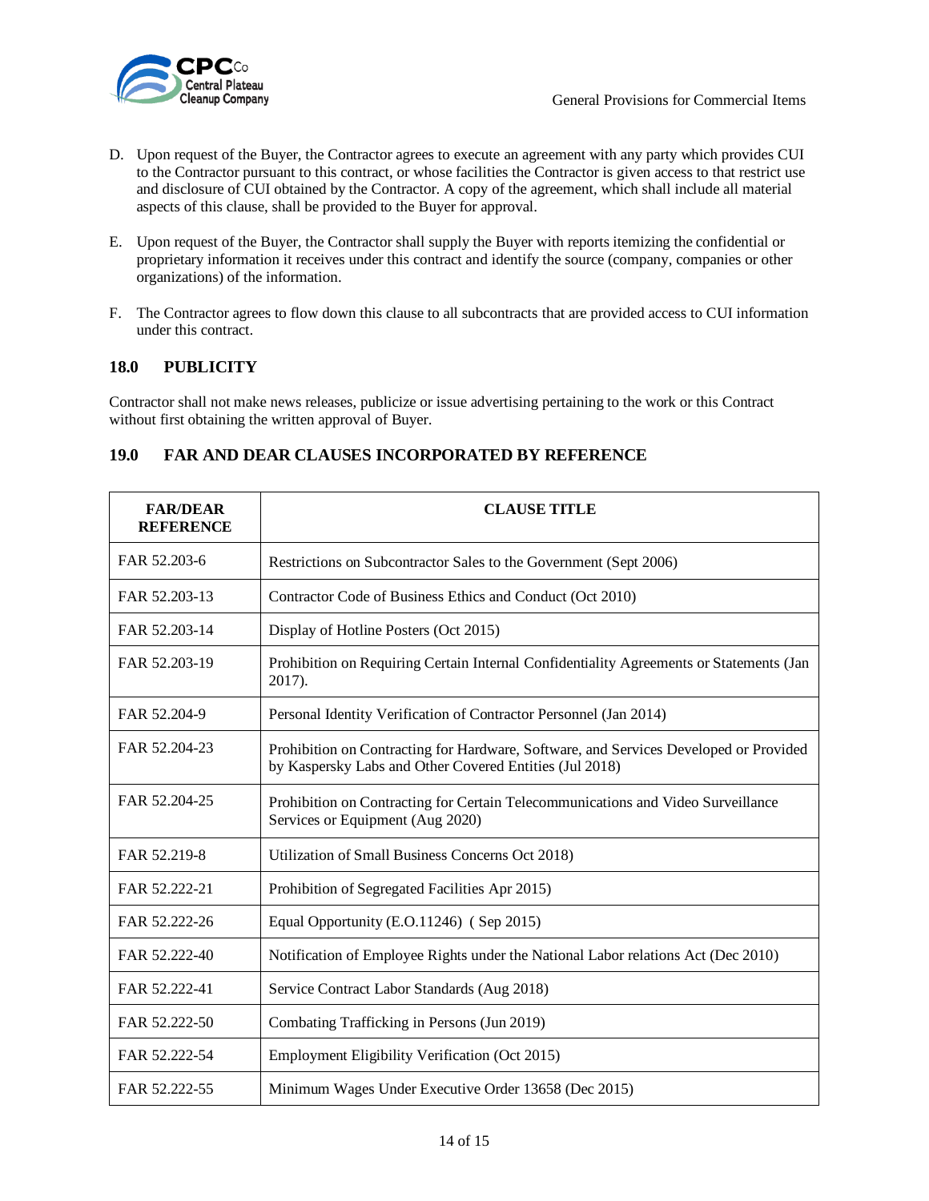D. Upon request of the Buyer, the Contractor agrees to execute an agreement with any party which provides CUI to the Contractor pursuant to this contract, or whose facilities the Contractor is given access to that restrict use and disclosure of CUI obtained by the Contractor. A copy of the agreement, which shall include all material aspects of this clause, shall be provided to the Buyer for approval.

E. Upon request of the Buyer, the Contractor shall supply the Buyer with reports itemizing the confidential or proprietary information it receives under this contract and identify the source (company, companies or other organizations) of the information.

F. The Contractor agrees to flow down this clause to all subcontracts that are provided access to CUI information under this contract.

## 18.0 PUBLICITY

Contractor shall not make news releases, publicize or issue advertising pertaining to the work or this Contract without first obtaining the written approval of Buyer.

## 19.0 FAR AND DEAR CLAUSES INCORPORATED BY REFERENCE

| FAR/DEAR REFERENCE | CLAUSE TITLE |
|---|---|
| FAR 52.203-6 | Restrictions on Subcontractor Sales to the Government (Sept 2006) |
| FAR 52.203-13 | Contractor Code of Business Ethics and Conduct (Oct 2010) |
| FAR 52.203-14 | Display of Hotline Posters (Oct 2015) |
| FAR 52.203-19 | Prohibition on Requiring Certain Internal Confidentiality Agreements or Statements (Jan 2017). |
| FAR 52.204-9 | Personal Identity Verification of Contractor Personnel (Jan 2014) |
| FAR 52.204-23 | Prohibition on Contracting for Hardware, Software, and Services Developed or Provided by Kaspersky Labs and Other Covered Entities (Jul 2018) |
| FAR 52.204-25 | Prohibition on Contracting for Certain Telecommunications and Video Surveillance Services or Equipment (Aug 2020) |
| FAR 52.219-8 | Utilization of Small Business Concerns Oct 2018) |
| FAR 52.222-21 | Prohibition of Segregated Facilities Apr 2015) |
| FAR 52.222-26 | Equal Opportunity (E.O.11246) ( Sep 2015) |
| FAR 52.222-40 | Notification of Employee Rights under the National Labor relations Act (Dec 2010) |
| FAR 52.222-41 | Service Contract Labor Standards (Aug 2018) |
| FAR 52.222-50 | Combating Trafficking in Persons (Jun 2019) |
| FAR 52.222-54 | Employment Eligibility Verification (Oct 2015) |
| FAR 52.222-55 | Minimum Wages Under Executive Order 13658 (Dec 2015) |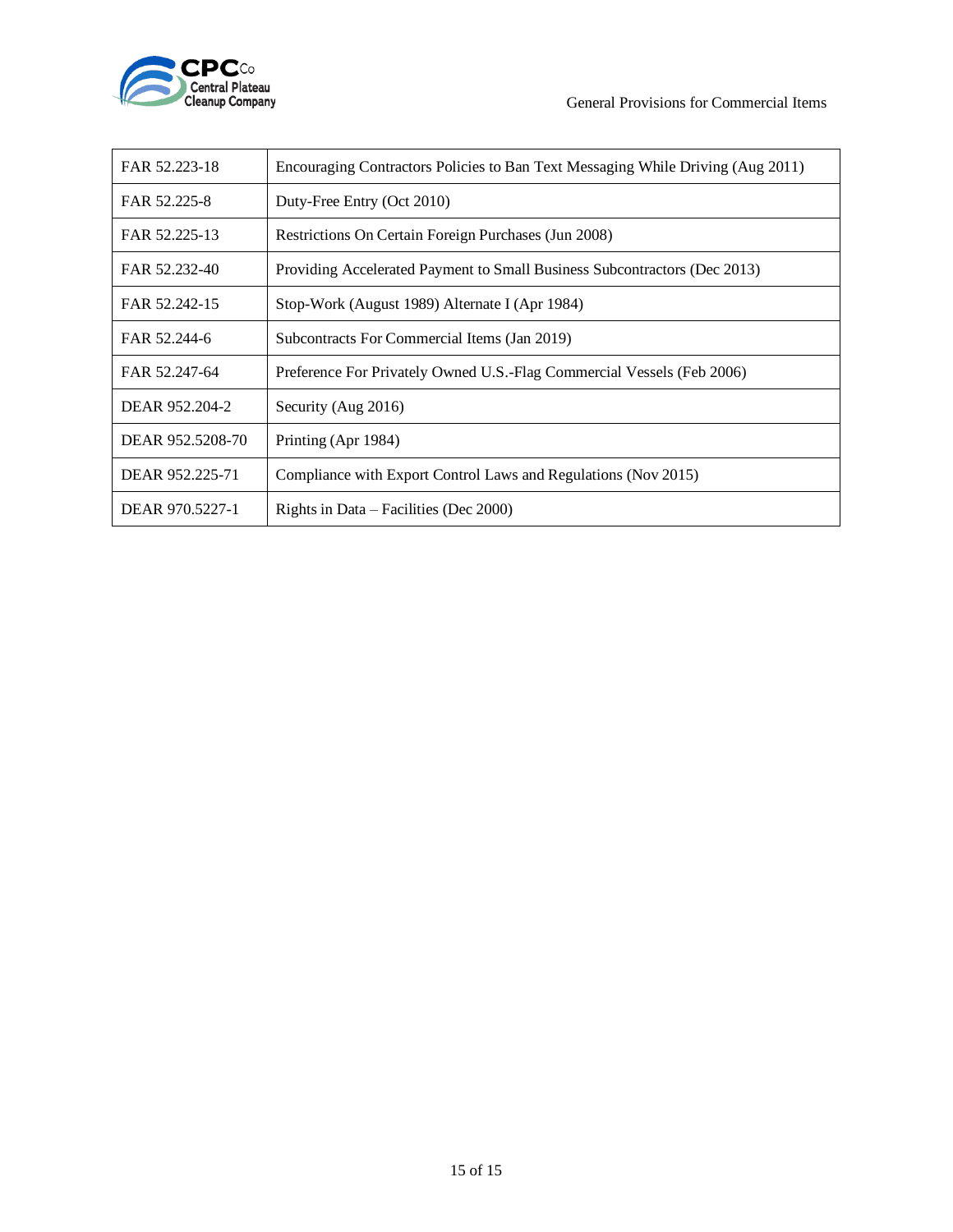| | |
|---|---|
| FAR 52.223-18 | Encouraging Contractors Policies to Ban Text Messaging While Driving (Aug 2011) |
| FAR 52.225-8 | Duty-Free Entry (Oct 2010) |
| FAR 52.225-13 | Restrictions On Certain Foreign Purchases (Jun 2008) |
| FAR 52.232-40 | Providing Accelerated Payment to Small Business Subcontractors (Dec 2013) |
| FAR 52.242-15 | Stop-Work (August 1989) Alternate I (Apr 1984) |
| FAR 52.244-6 | Subcontracts For Commercial Items (Jan 2019) |
| FAR 52.247-64 | Preference For Privately Owned U.S.-Flag Commercial Vessels (Feb 2006) |
| DEAR 952.204-2 | Security (Aug 2016) |
| DEAR 952.5208-70 | Printing (Apr 1984) |
| DEAR 952.225-71 | Compliance with Export Control Laws and Regulations (Nov 2015) |
| DEAR 970.5227-1 | Rights in Data – Facilities (Dec 2000) |